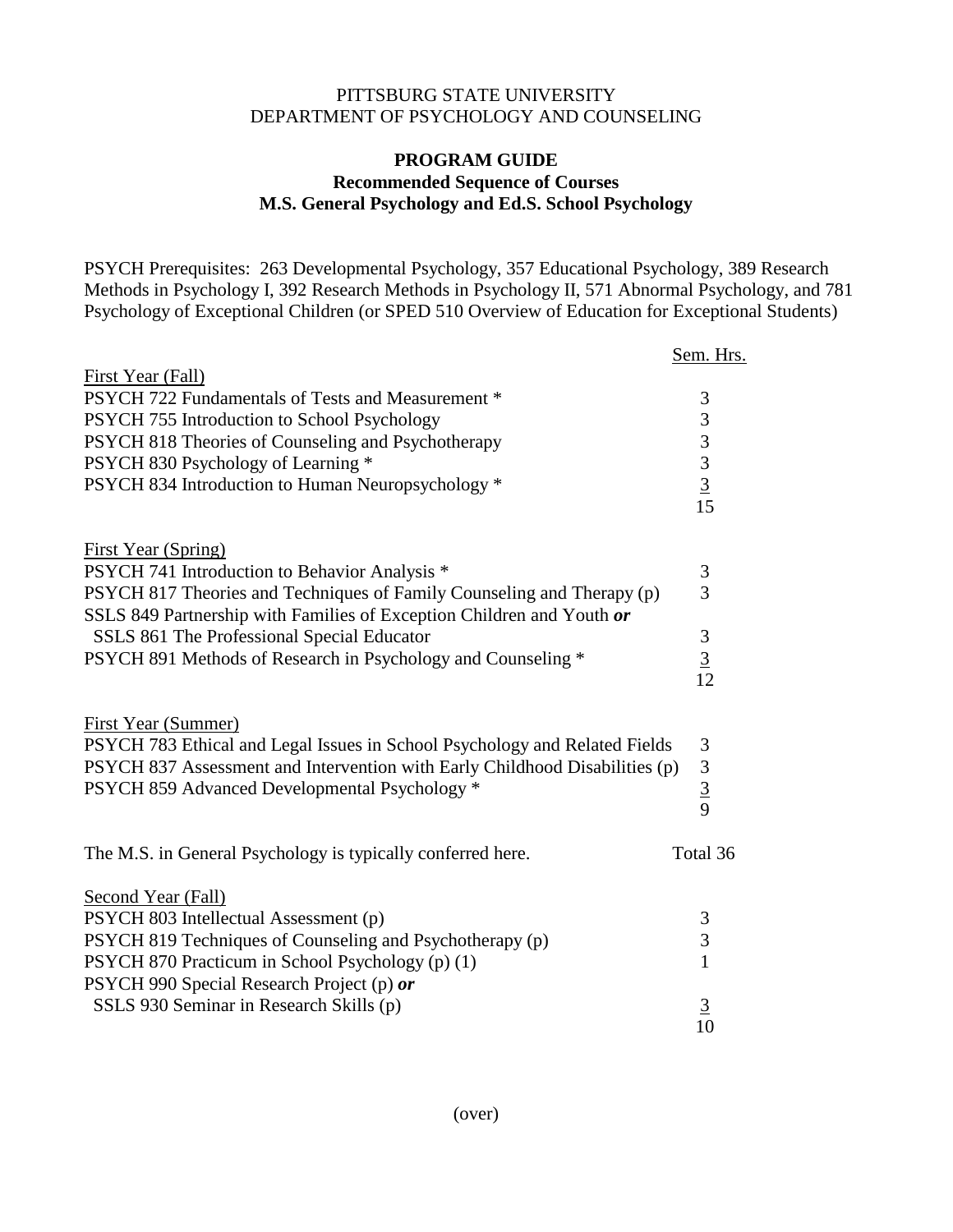PITTSBURG STATE UNIVERSITY
DEPARTMENT OF PSYCHOLOGY AND COUNSELING

# PROGRAM GUIDE
## Recommended Sequence of Courses
## M.S. General Psychology and Ed.S. School Psychology

PSYCH Prerequisites: 263 Developmental Psychology, 357 Educational Psychology, 389 Research Methods in Psychology I, 392 Research Methods in Psychology II, 571 Abnormal Psychology, and 781 Psychology of Exceptional Children (or SPED 510 Overview of Education for Exceptional Students)

| | Sem. Hrs. |
|---|---|
| First Year (Fall) | |
| PSYCH 722 Fundamentals of Tests and Measurement * | 3 |
| PSYCH 755 Introduction to School Psychology | 3 |
| PSYCH 818 Theories of Counseling and Psychotherapy | 3 |
| PSYCH 830 Psychology of Learning * | 3 |
| PSYCH 834 Introduction to Human Neuropsychology * | 3 |
| | 15 |
| First Year (Spring) | |
| PSYCH 741 Introduction to Behavior Analysis * | 3 |
| PSYCH 817 Theories and Techniques of Family Counseling and Therapy (p) | 3 |
| SSLS 849 Partnership with Families of Exception Children and Youth ***or*** SSLS 861 The Professional Special Educator | 3 |
| PSYCH 891 Methods of Research in Psychology and Counseling * | 3 |
| | 12 |
| First Year (Summer) | |
| PSYCH 783 Ethical and Legal Issues in School Psychology and Related Fields | 3 |
| PSYCH 837 Assessment and Intervention with Early Childhood Disabilities (p) | 3 |
| PSYCH 859 Advanced Developmental Psychology * | 3 |
| | 9 |
| The M.S. in General Psychology is typically conferred here. | Total 36 |
| Second Year (Fall) | |
| PSYCH 803 Intellectual Assessment (p) | 3 |
| PSYCH 819 Techniques of Counseling and Psychotherapy (p) | 3 |
| PSYCH 870 Practicum in School Psychology (p) (1) | 1 |
| PSYCH 990 Special Research Project (p) ***or*** SSLS 930 Seminar in Research Skills (p) | 3 |
| | 10 |

(over)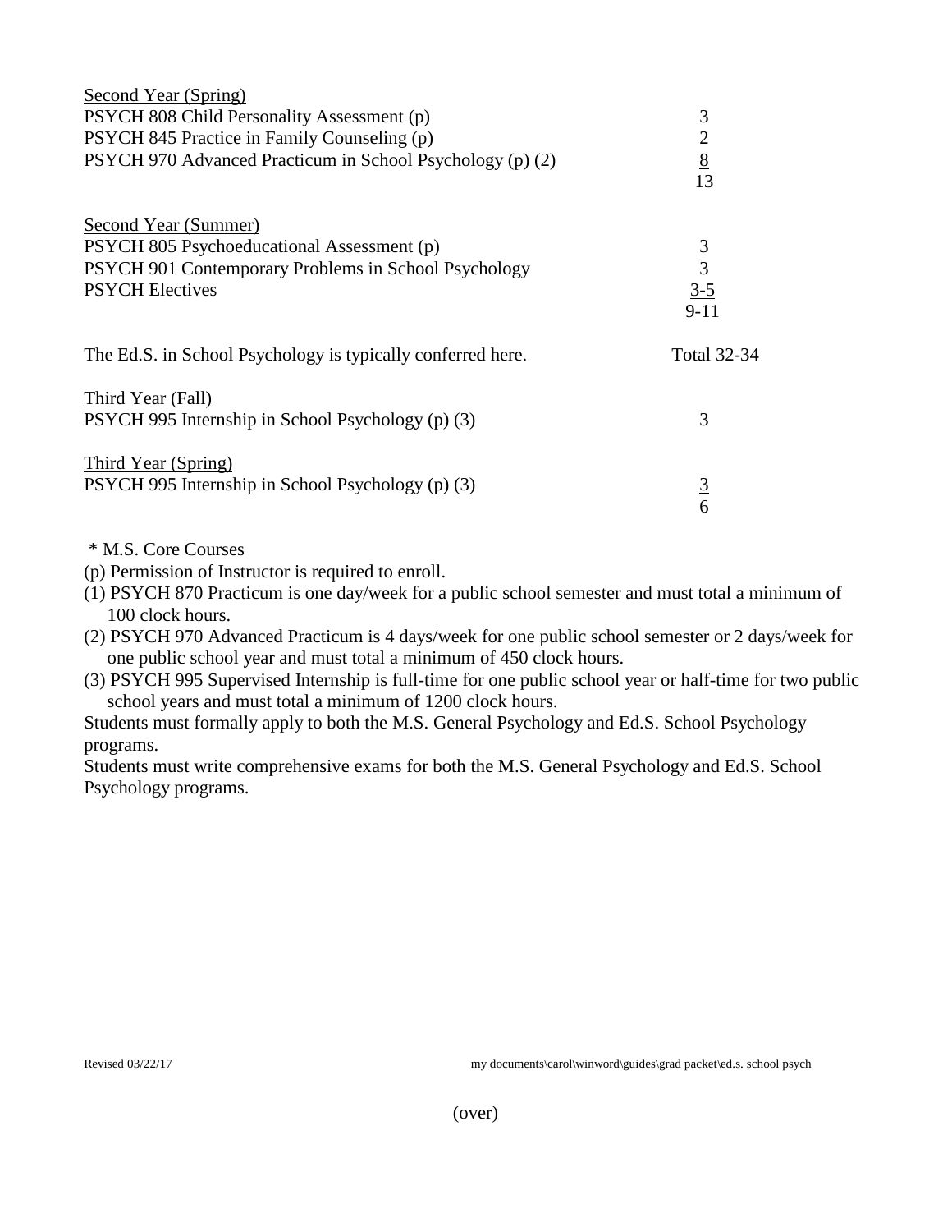| | |
|---|---|
| <u>Second Year (Spring)</u> | |
| PSYCH 808 Child Personality Assessment (p) | 3 |
| PSYCH 845 Practice in Family Counseling (p) | 2 |
| PSYCH 970 Advanced Practicum in School Psychology (p) (2) | <u>8</u> |
| | 13 |
| | |
| <u>Second Year (Summer)</u> | |
| PSYCH 805 Psychoeducational Assessment (p) | 3 |
| PSYCH 901 Contemporary Problems in School Psychology | 3 |
| PSYCH Electives | <u>3-5</u> |
| | 9-11 |
| | |
| The Ed.S. in School Psychology is typically conferred here. | Total 32-34 |
| | |
| <u>Third Year (Fall)</u> | |
| PSYCH 995 Internship in School Psychology (p) (3) | 3 |
| | |
| <u>Third Year (Spring)</u> | |
| PSYCH 995 Internship in School Psychology (p) (3) | <u>3</u> |
| | 6 |

* M.S. Core Courses

(p) Permission of Instructor is required to enroll.

(1) PSYCH 870 Practicum is one day/week for a public school semester and must total a minimum of 100 clock hours.

(2) PSYCH 970 Advanced Practicum is 4 days/week for one public school semester or 2 days/week for one public school year and must total a minimum of 450 clock hours.

(3) PSYCH 995 Supervised Internship is full-time for one public school year or half-time for two public school years and must total a minimum of 1200 clock hours.

Students must formally apply to both the M.S. General Psychology and Ed.S. School Psychology programs.

Students must write comprehensive exams for both the M.S. General Psychology and Ed.S. School Psychology programs.

Revised 03/22/17 my documents\carol\winword\guides\grad packet\ed.s. school psych

(over)